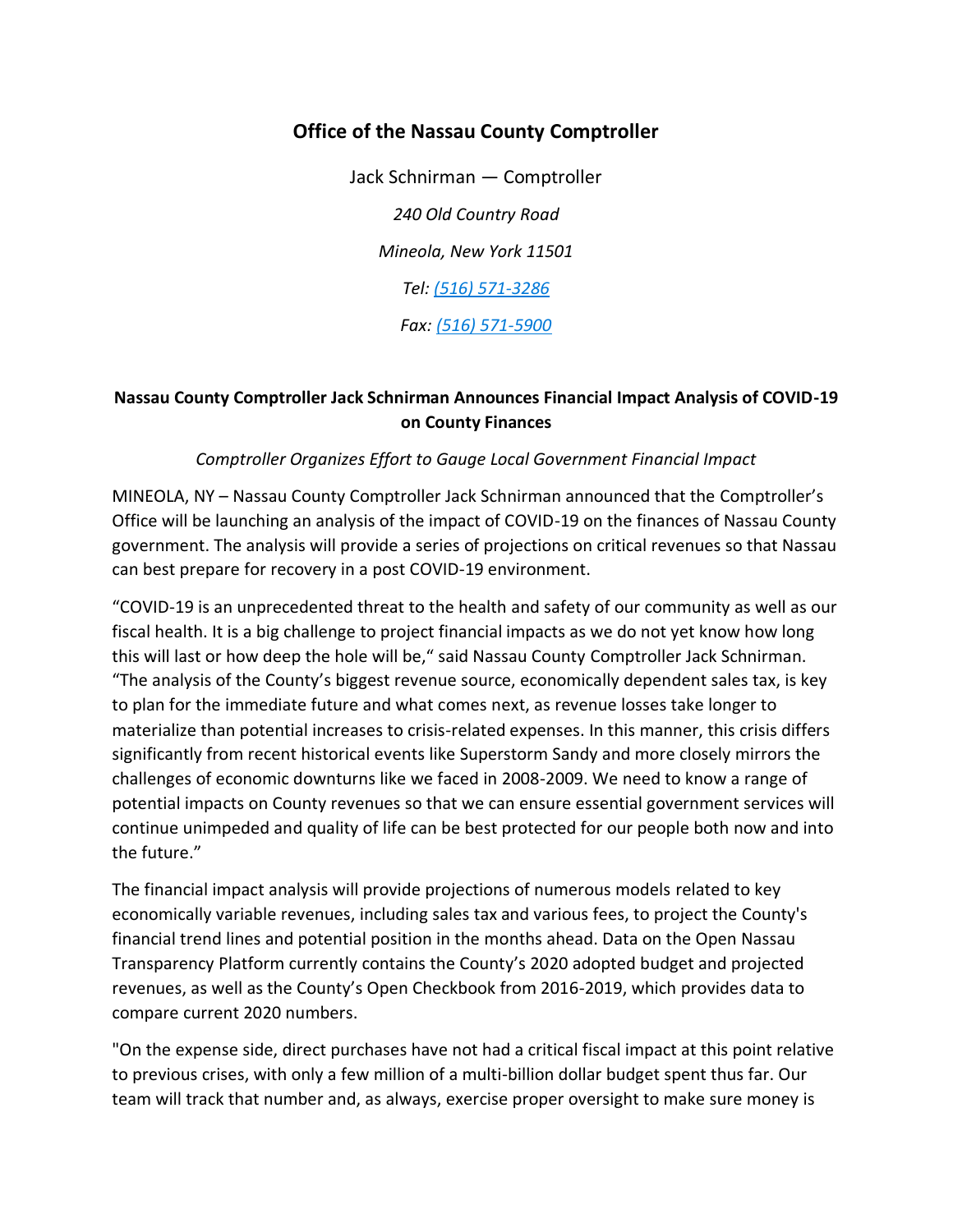# Office of the Nassau County Comptroller

Jack Schnirman — Comptroller

*240 Old Country Road*

*Mineola, New York 11501*

*Tel: [(516) 571-3286](tel:5165713286)*

*Fax: [(516) 571-5900](tel:5165715900)*

## Nassau County Comptroller Jack Schnirman Announces Financial Impact Analysis of COVID-19 on County Finances

*Comptroller Organizes Effort to Gauge Local Government Financial Impact*

MINEOLA, NY – Nassau County Comptroller Jack Schnirman announced that the Comptroller's Office will be launching an analysis of the impact of COVID-19 on the finances of Nassau County government. The analysis will provide a series of projections on critical revenues so that Nassau can best prepare for recovery in a post COVID-19 environment.

"COVID-19 is an unprecedented threat to the health and safety of our community as well as our fiscal health. It is a big challenge to project financial impacts as we do not yet know how long this will last or how deep the hole will be," said Nassau County Comptroller Jack Schnirman. "The analysis of the County's biggest revenue source, economically dependent sales tax, is key to plan for the immediate future and what comes next, as revenue losses take longer to materialize than potential increases to crisis-related expenses. In this manner, this crisis differs significantly from recent historical events like Superstorm Sandy and more closely mirrors the challenges of economic downturns like we faced in 2008-2009. We need to know a range of potential impacts on County revenues so that we can ensure essential government services will continue unimpeded and quality of life can be best protected for our people both now and into the future."

The financial impact analysis will provide projections of numerous models related to key economically variable revenues, including sales tax and various fees, to project the County's financial trend lines and potential position in the months ahead. Data on the Open Nassau Transparency Platform currently contains the County's 2020 adopted budget and projected revenues, as well as the County's Open Checkbook from 2016-2019, which provides data to compare current 2020 numbers.

"On the expense side, direct purchases have not had a critical fiscal impact at this point relative to previous crises, with only a few million of a multi-billion dollar budget spent thus far. Our team will track that number and, as always, exercise proper oversight to make sure money is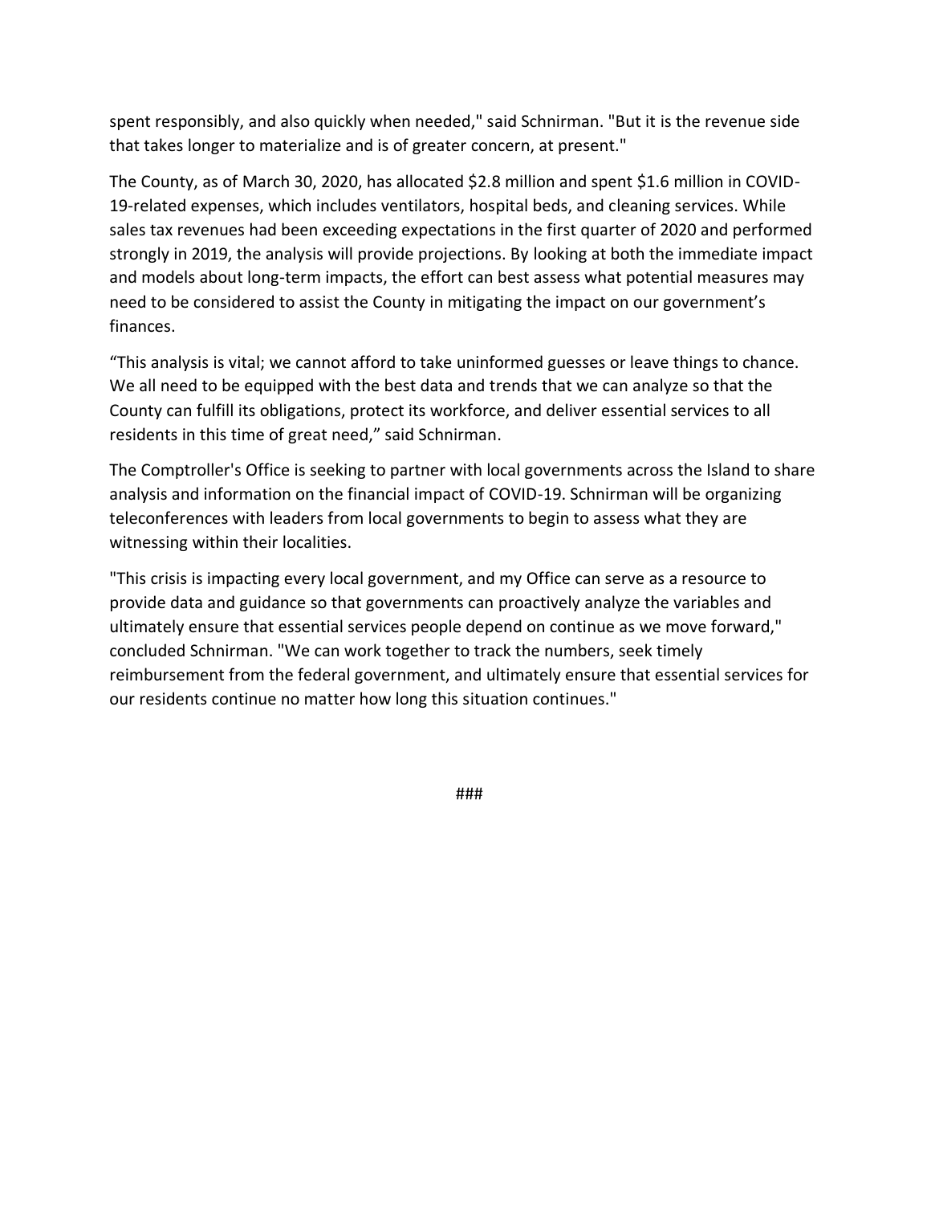spent responsibly, and also quickly when needed," said Schnirman. "But it is the revenue side that takes longer to materialize and is of greater concern, at present."

The County, as of March 30, 2020, has allocated $2.8 million and spent $1.6 million in COVID-19-related expenses, which includes ventilators, hospital beds, and cleaning services. While sales tax revenues had been exceeding expectations in the first quarter of 2020 and performed strongly in 2019, the analysis will provide projections. By looking at both the immediate impact and models about long-term impacts, the effort can best assess what potential measures may need to be considered to assist the County in mitigating the impact on our government's finances.

"This analysis is vital; we cannot afford to take uninformed guesses or leave things to chance. We all need to be equipped with the best data and trends that we can analyze so that the County can fulfill its obligations, protect its workforce, and deliver essential services to all residents in this time of great need," said Schnirman.

The Comptroller's Office is seeking to partner with local governments across the Island to share analysis and information on the financial impact of COVID-19. Schnirman will be organizing teleconferences with leaders from local governments to begin to assess what they are witnessing within their localities.

"This crisis is impacting every local government, and my Office can serve as a resource to provide data and guidance so that governments can proactively analyze the variables and ultimately ensure that essential services people depend on continue as we move forward," concluded Schnirman. "We can work together to track the numbers, seek timely reimbursement from the federal government, and ultimately ensure that essential services for our residents continue no matter how long this situation continues."

###